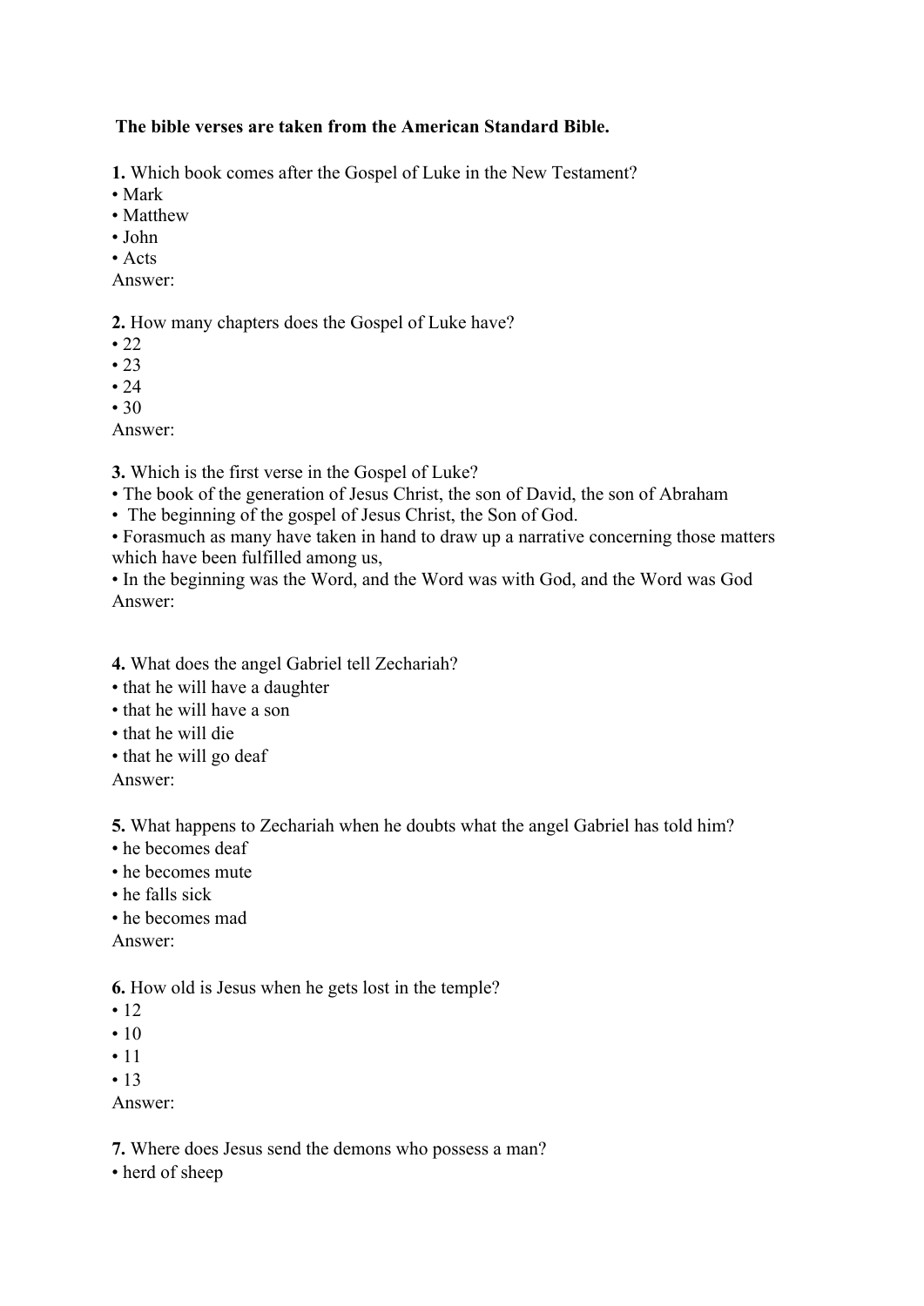**The bible verses are taken from the American Standard Bible.**

**1.** Which book comes after the Gospel of Luke in the New Testament?
• Mark
• Matthew
• John
• Acts
Answer:

**2.** How many chapters does the Gospel of Luke have?
• 22
• 23
• 24
• 30
Answer:

**3.** Which is the first verse in the Gospel of Luke?
• The book of the generation of Jesus Christ, the son of David, the son of Abraham
• The beginning of the gospel of Jesus Christ, the Son of God.
• Forasmuch as many have taken in hand to draw up a narrative concerning those matters which have been fulfilled among us,
• In the beginning was the Word, and the Word was with God, and the Word was God
Answer:

**4.** What does the angel Gabriel tell Zechariah?
• that he will have a daughter
• that he will have a son
• that he will die
• that he will go deaf
Answer:

**5.** What happens to Zechariah when he doubts what the angel Gabriel has told him?
• he becomes deaf
• he becomes mute
• he falls sick
• he becomes mad
Answer:

**6.** How old is Jesus when he gets lost in the temple?
• 12
• 10
• 11
• 13
Answer:

**7.** Where does Jesus send the demons who possess a man?
• herd of sheep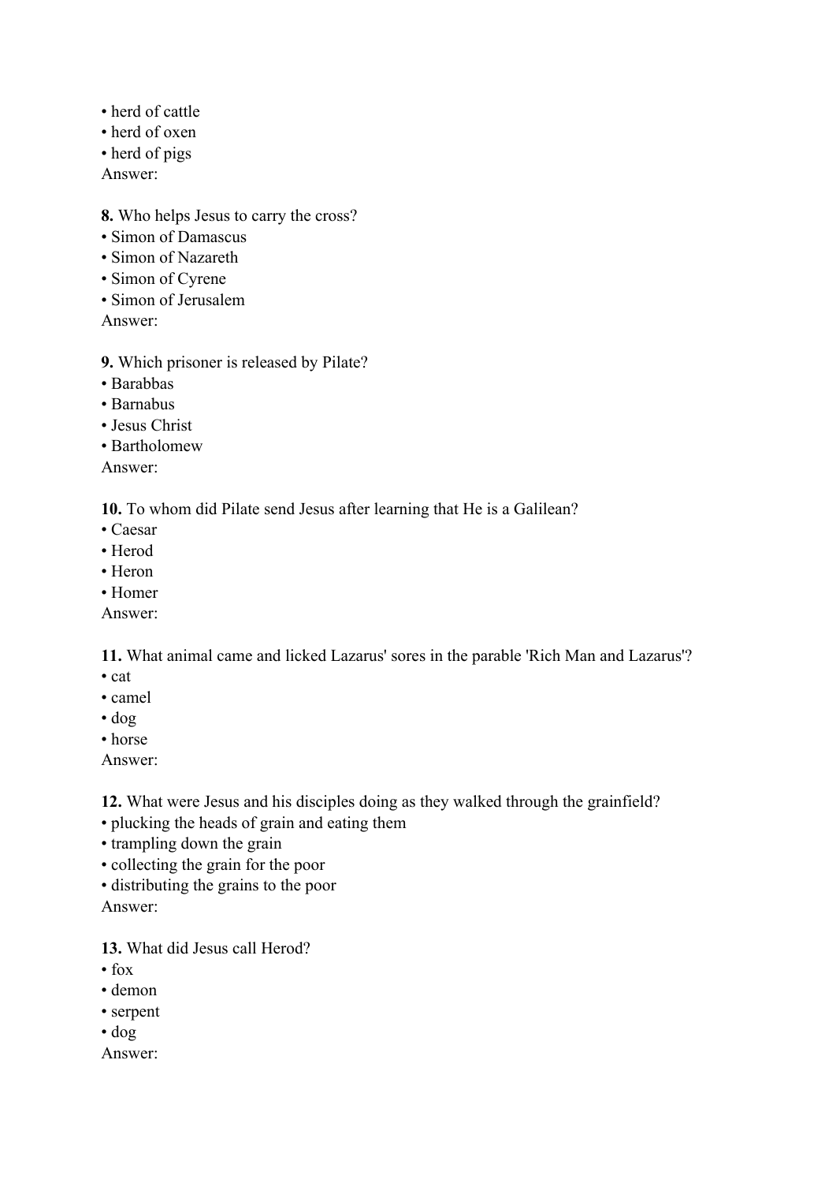- herd of cattle
- herd of oxen
- herd of pigs

Answer:

**8.** Who helps Jesus to carry the cross?
- Simon of Damascus
- Simon of Nazareth
- Simon of Cyrene
- Simon of Jerusalem

Answer:

**9.** Which prisoner is released by Pilate?
- Barabbas
- Barnabus
- Jesus Christ
- Bartholomew

Answer:

**10.** To whom did Pilate send Jesus after learning that He is a Galilean?
- Caesar
- Herod
- Heron
- Homer

Answer:

**11.** What animal came and licked Lazarus' sores in the parable 'Rich Man and Lazarus'?
- cat
- camel
- dog
- horse

Answer:

**12.** What were Jesus and his disciples doing as they walked through the grainfield?
- plucking the heads of grain and eating them
- trampling down the grain
- collecting the grain for the poor
- distributing the grains to the poor

Answer:

**13.** What did Jesus call Herod?
- fox
- demon
- serpent
- dog

Answer: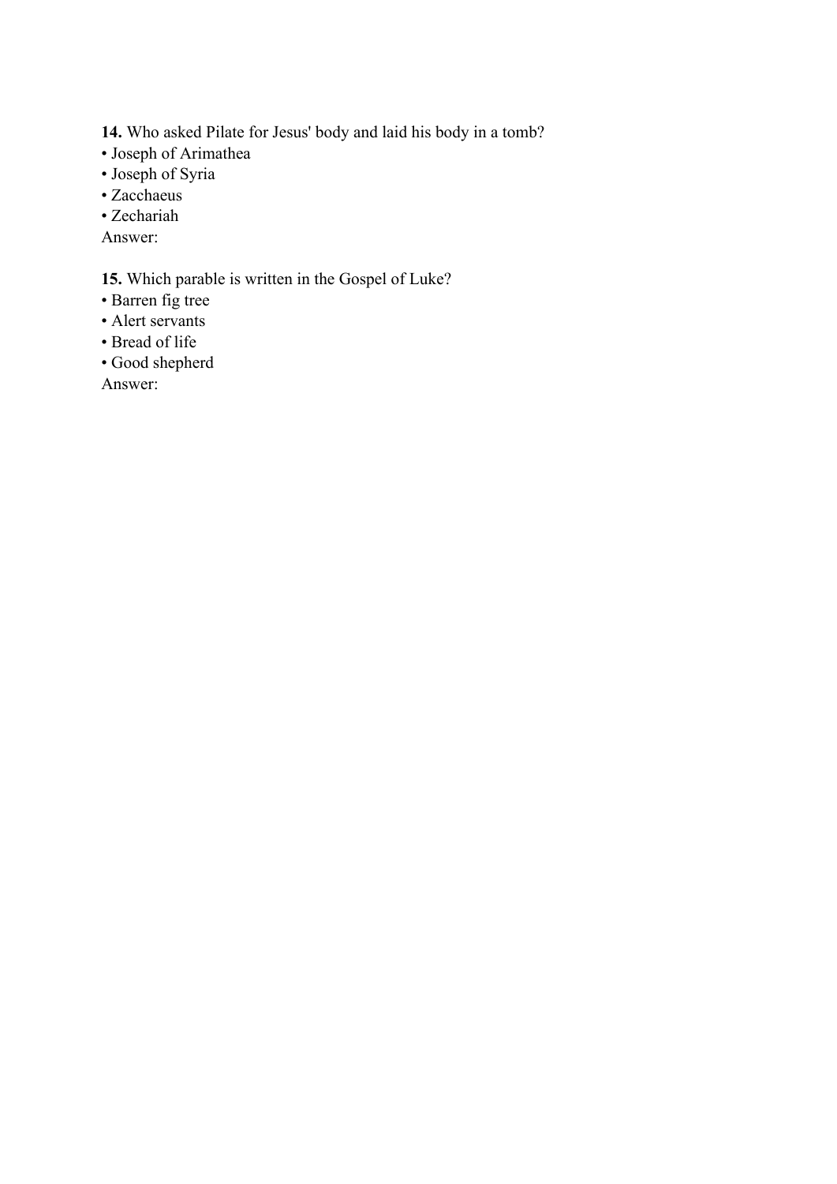**14.** Who asked Pilate for Jesus' body and laid his body in a tomb?
• Joseph of Arimathea
• Joseph of Syria
• Zacchaeus
• Zechariah
Answer:

**15.** Which parable is written in the Gospel of Luke?
• Barren fig tree
• Alert servants
• Bread of life
• Good shepherd
Answer: